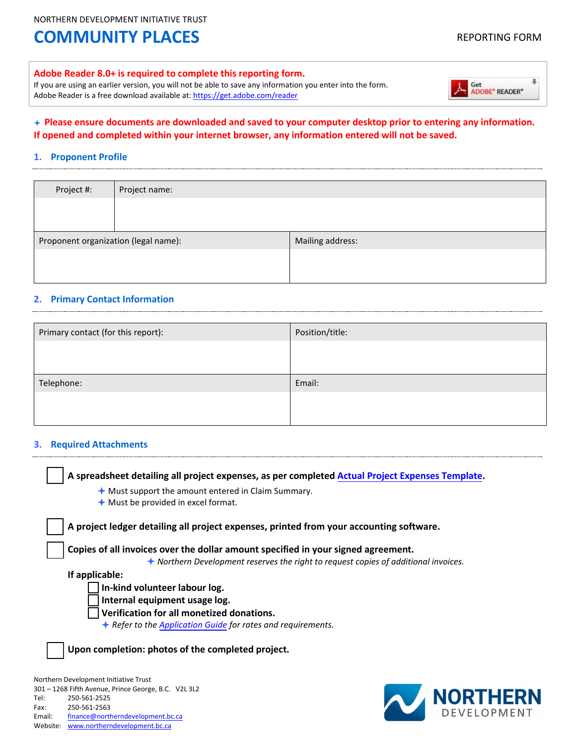NORTHERN DEVELOPMENT INITIATIVE TRUST

# COMMUNITY PLACES

REPORTING FORM

**Adobe Reader 8.0+ is required to complete this reporting form.**
If you are using an earlier version, you will not be able to save any information you enter into the form.
Adobe Reader is a free download available at: https://get.adobe.com/reader

**✦ Please ensure documents are downloaded and saved to your computer desktop prior to entering any information. If opened and completed within your internet browser, any information entered will not be saved.**

## 1. Proponent Profile

| Project #: | Project name: |
|---|---|
| | |

| Proponent organization (legal name): | Mailing address: |
|---|---|
| | |

## 2. Primary Contact Information

| Primary contact (for this report): | Position/title: |
|---|---|
| | |
| **Telephone:** | **Email:** |
| | |

## 3. Required Attachments

- ☐ **A spreadsheet detailing all project expenses, as per completed Actual Project Expenses Template.**
  - ✦ Must support the amount entered in Claim Summary.
  - ✦ Must be provided in excel format.
- ☐ **A project ledger detailing all project expenses, printed from your accounting software.**
- ☐ **Copies of all invoices over the dollar amount specified in your signed agreement.**
  - ✦ *Northern Development reserves the right to request copies of additional invoices.*

**If applicable:**

- ☐ **In-kind volunteer labour log.**
- ☐ **Internal equipment usage log.**
- ☐ **Verification for all monetized donations.**
  - ✦ *Refer to the Application Guide for rates and requirements.*

- ☐ **Upon completion: photos of the completed project.**

Northern Development Initiative Trust
301 – 1268 Fifth Avenue, Prince George, B.C. V2L 3L2
Tel: 250-561-2525
Fax: 250-561-2563
Email: finance@northerndevelopment.bc.ca
Website: www.northerndevelopment.bc.ca

NORTHERN DEVELOPMENT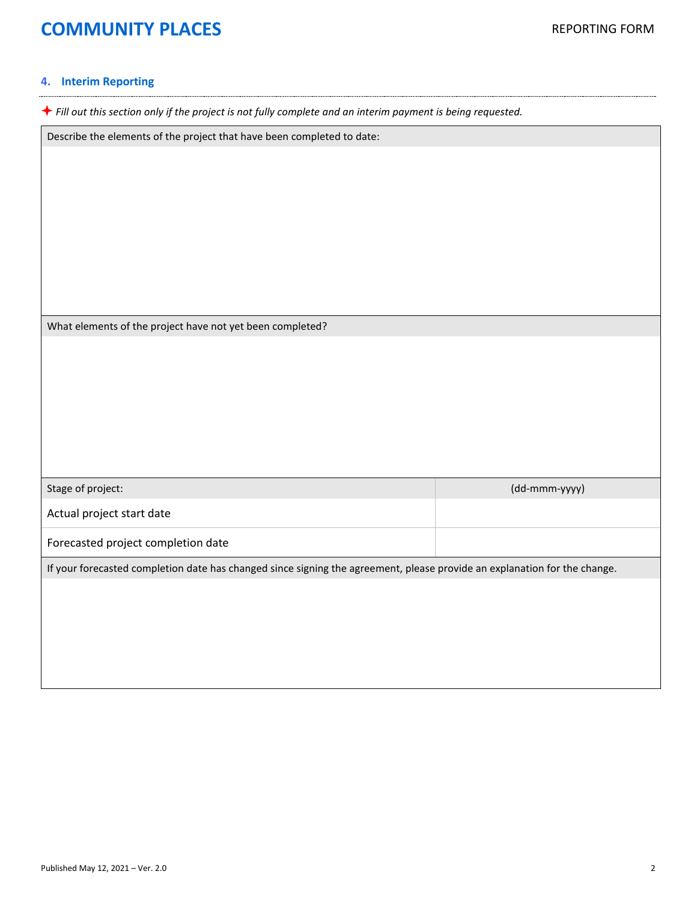## 4. Interim Reporting

✦ *Fill out this section only if the project is not fully complete and an interim payment is being requested.*

| Describe the elements of the project that have been completed to date: |
|---|
| |

| What elements of the project have not yet been completed? |
|---|
| |

| Stage of project: | (dd-mmm-yyyy) |
|---|---|
| Actual project start date | |
| Forecasted project completion date | |

| If your forecasted completion date has changed since signing the agreement, please provide an explanation for the change. |
|---|
| |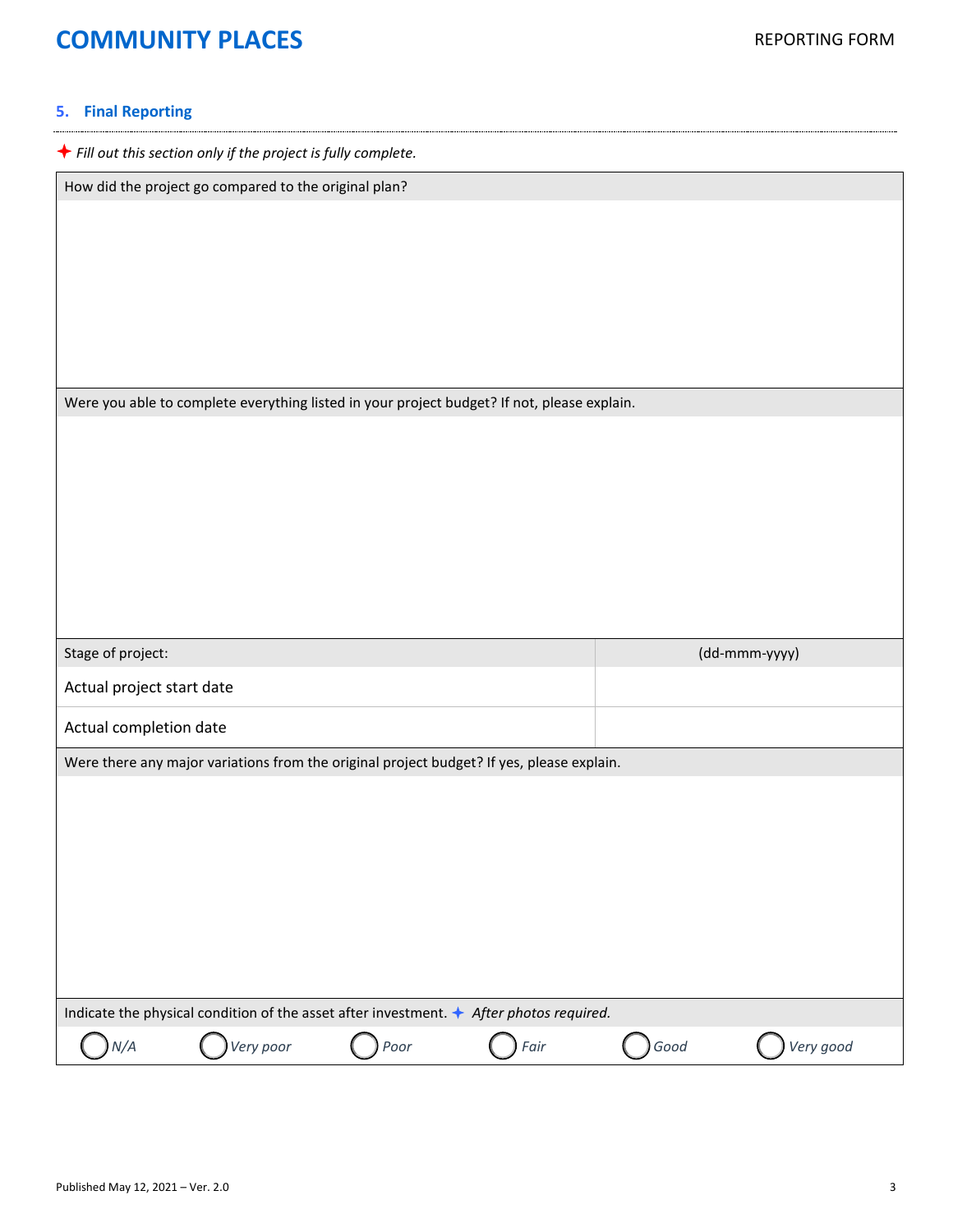## 5. Final Reporting

✦ *Fill out this section only if the project is fully complete.*

How did the project go compared to the original plan?

Were you able to complete everything listed in your project budget? If not, please explain.

| Stage of project: | (dd-mmm-yyyy) |
|---|---|
| Actual project start date | |
| Actual completion date | |

Were there any major variations from the original project budget? If yes, please explain.

Indicate the physical condition of the asset after investment. ✦ *After photos required.*

◯ *N/A* ◯ *Very poor* ◯ *Poor* ◯ *Fair* ◯ *Good* ◯ *Very good*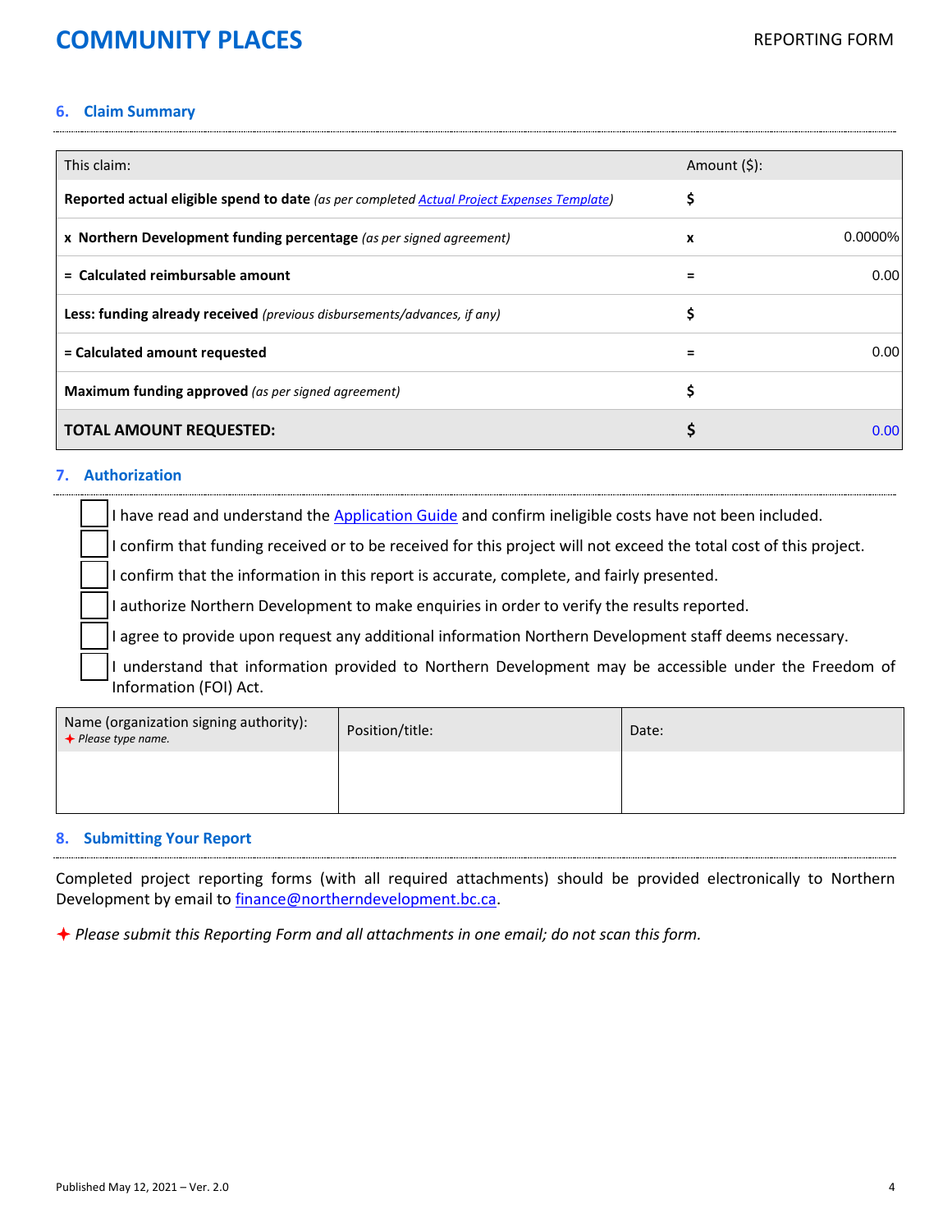## 6. Claim Summary

| This claim: | Amount ($): | |
|---|---|---|
| **Reported actual eligible spend to date** *(as per completed Actual Project Expenses Template)* | $ | |
| **x Northern Development funding percentage** *(as per signed agreement)* | x | 0.0000% |
| **= Calculated reimbursable amount** | = | 0.00 |
| **Less: funding already received** *(previous disbursements/advances, if any)* | $ | |
| **= Calculated amount requested** | = | 0.00 |
| **Maximum funding approved** *(as per signed agreement)* | $ | |
| **TOTAL AMOUNT REQUESTED:** | **$** | 0.00 |

## 7. Authorization

- ☐ I have read and understand the Application Guide and confirm ineligible costs have not been included.
- ☐ I confirm that funding received or to be received for this project will not exceed the total cost of this project.
- ☐ I confirm that the information in this report is accurate, complete, and fairly presented.
- ☐ I authorize Northern Development to make enquiries in order to verify the results reported.
- ☐ I agree to provide upon request any additional information Northern Development staff deems necessary.
- ☐ I understand that information provided to Northern Development may be accessible under the Freedom of Information (FOI) Act.

| Name (organization signing authority): ✦ *Please type name.* | Position/title: | Date: |
|---|---|---|
| | | |

## 8. Submitting Your Report

Completed project reporting forms (with all required attachments) should be provided electronically to Northern Development by email to finance@northerndevelopment.bc.ca.

✦ *Please submit this Reporting Form and all attachments in one email; do not scan this form.*